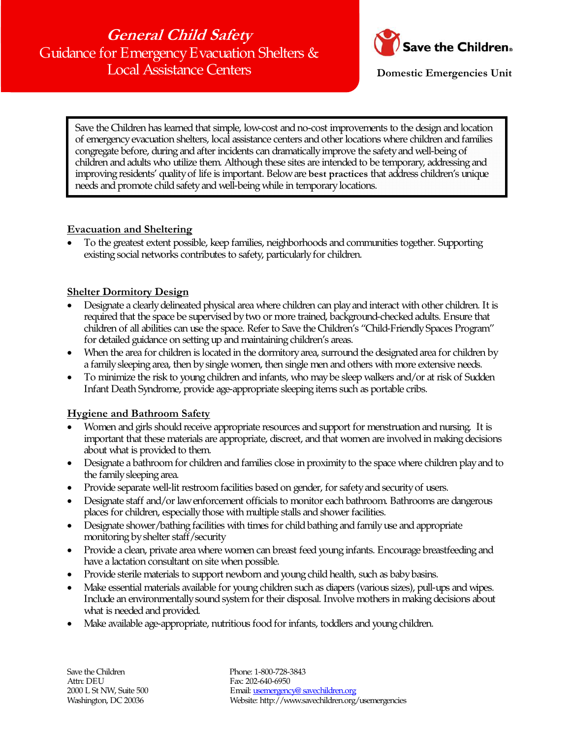// General Child Safety

# *General Child Safety*
## Guidance for Emergency Evacuation Shelters & Local Assistance Centers

Save the Children

**Domestic Emergencies Unit**

Save the Children has learned that simple, low-cost and no-cost improvements to the design and location of emergency evacuation shelters, local assistance centers and other locations where children and families congregate before, during and after incidents can dramatically improve the safety and well-being of children and adults who utilize them. Although these sites are intended to be temporary, addressing and improving residents' quality of life is important. Below are **best practices** that address children's unique needs and promote child safety and well-being while in temporary locations.

### Evacuation and Sheltering

- To the greatest extent possible, keep families, neighborhoods and communities together. Supporting existing social networks contributes to safety, particularly for children.

### Shelter Dormitory Design

- Designate a clearly delineated physical area where children can play and interact with other children. It is required that the space be supervised by two or more trained, background-checked adults. Ensure that children of all abilities can use the space. Refer to Save the Children's "Child-Friendly Spaces Program" for detailed guidance on setting up and maintaining children's areas.
- When the area for children is located in the dormitory area, surround the designated area for children by a family sleeping area, then by single women, then single men and others with more extensive needs.
- To minimize the risk to young children and infants, who may be sleep walkers and/or at risk of Sudden Infant Death Syndrome, provide age-appropriate sleeping items such as portable cribs.

### Hygiene and Bathroom Safety

- Women and girls should receive appropriate resources and support for menstruation and nursing. It is important that these materials are appropriate, discreet, and that women are involved in making decisions about what is provided to them.
- Designate a bathroom for children and families close in proximity to the space where children play and to the family sleeping area.
- Provide separate well-lit restroom facilities based on gender, for safety and security of users.
- Designate staff and/or law enforcement officials to monitor each bathroom. Bathrooms are dangerous places for children, especially those with multiple stalls and shower facilities.
- Designate shower/bathing facilities with times for child bathing and family use and appropriate monitoring by shelter staff/security
- Provide a clean, private area where women can breast feed young infants. Encourage breastfeeding and have a lactation consultant on site when possible.
- Provide sterile materials to support newborn and young child health, such as baby basins.
- Make essential materials available for young children such as diapers (various sizes), pull-ups and wipes. Include an environmentally sound system for their disposal. Involve mothers in making decisions about what is needed and provided.
- Make available age-appropriate, nutritious food for infants, toddlers and young children.

Save the Children
Attn: DEU
2000 L St NW, Suite 500
Washington, DC 20036

Phone: 1-800-728-3843
Fax: 202-640-6950
Email: usemergency@savechildren.org
Website: http://www.savechildren.org/usemergencies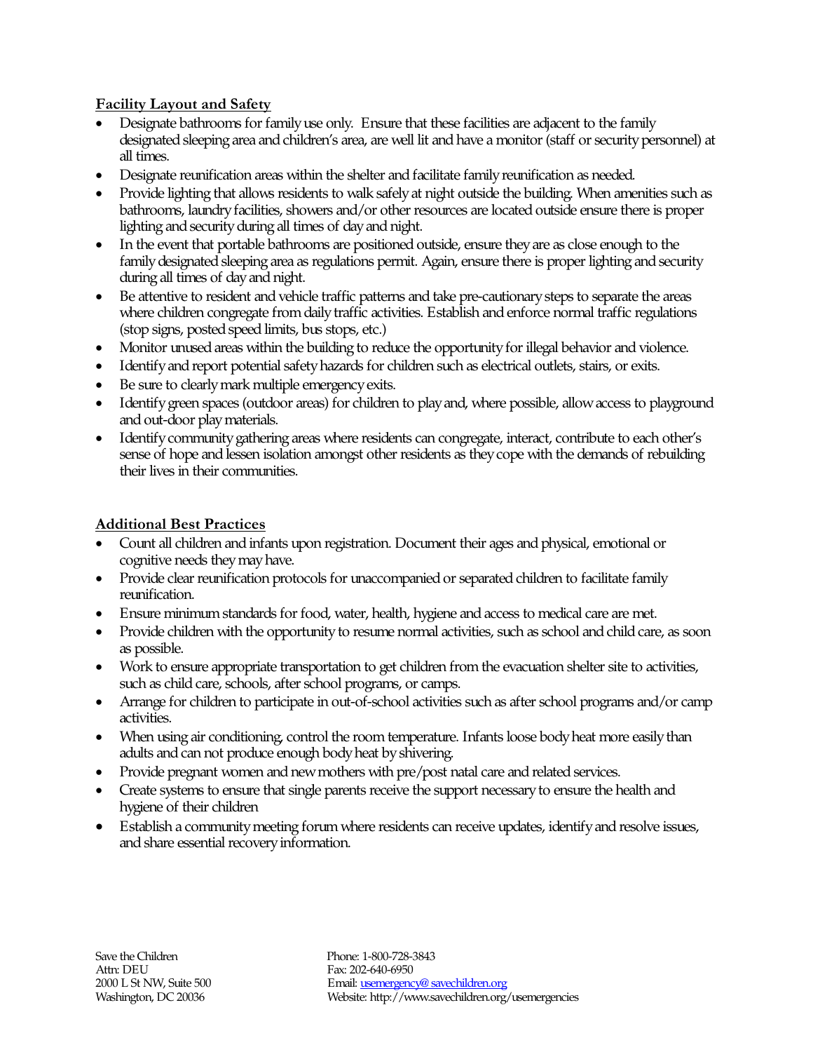**Facility Layout and Safety**

- Designate bathrooms for family use only. Ensure that these facilities are adjacent to the family designated sleeping area and children's area, are well lit and have a monitor (staff or security personnel) at all times.
- Designate reunification areas within the shelter and facilitate family reunification as needed.
- Provide lighting that allows residents to walk safely at night outside the building. When amenities such as bathrooms, laundry facilities, showers and/or other resources are located outside ensure there is proper lighting and security during all times of day and night.
- In the event that portable bathrooms are positioned outside, ensure they are as close enough to the family designated sleeping area as regulations permit. Again, ensure there is proper lighting and security during all times of day and night.
- Be attentive to resident and vehicle traffic patterns and take pre-cautionary steps to separate the areas where children congregate from daily traffic activities. Establish and enforce normal traffic regulations (stop signs, posted speed limits, bus stops, etc.)
- Monitor unused areas within the building to reduce the opportunity for illegal behavior and violence.
- Identify and report potential safety hazards for children such as electrical outlets, stairs, or exits.
- Be sure to clearly mark multiple emergency exits.
- Identify green spaces (outdoor areas) for children to play and, where possible, allow access to playground and out-door play materials.
- Identify community gathering areas where residents can congregate, interact, contribute to each other's sense of hope and lessen isolation amongst other residents as they cope with the demands of rebuilding their lives in their communities.

**Additional Best Practices**

- Count all children and infants upon registration. Document their ages and physical, emotional or cognitive needs they may have.
- Provide clear reunification protocols for unaccompanied or separated children to facilitate family reunification.
- Ensure minimum standards for food, water, health, hygiene and access to medical care are met.
- Provide children with the opportunity to resume normal activities, such as school and child care, as soon as possible.
- Work to ensure appropriate transportation to get children from the evacuation shelter site to activities, such as child care, schools, after school programs, or camps.
- Arrange for children to participate in out-of-school activities such as after school programs and/or camp activities.
- When using air conditioning, control the room temperature. Infants loose body heat more easily than adults and can not produce enough body heat by shivering.
- Provide pregnant women and new mothers with pre/post natal care and related services.
- Create systems to ensure that single parents receive the support necessary to ensure the health and hygiene of their children
- Establish a community meeting forum where residents can receive updates, identify and resolve issues, and share essential recovery information.

Save the Children
Attn: DEU
2000 L St NW, Suite 500
Washington, DC 20036

Phone: 1-800-728-3843
Fax: 202-640-6950
Email: usemergency@savechildren.org
Website: http://www.savechildren.org/usemergencies